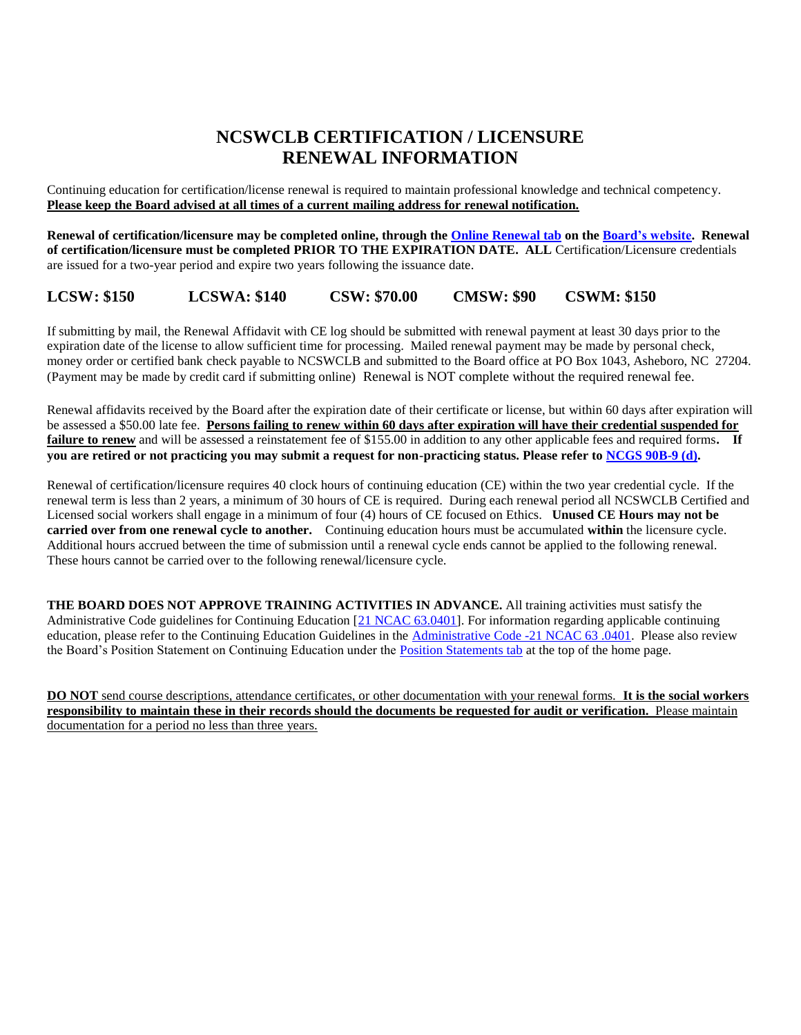# NCSWCLB CERTIFICATION / LICENSURE RENEWAL INFORMATION

Continuing education for certification/license renewal is required to maintain professional knowledge and technical competency. **Please keep the Board advised at all times of a current mailing address for renewal notification.**

**Renewal of certification/licensure may be completed online, through the Online Renewal tab on the Board's website. Renewal of certification/licensure must be completed PRIOR TO THE EXPIRATION DATE. ALL** Certification/Licensure credentials are issued for a two-year period and expire two years following the issuance date.

**LCSW: $150     LCSWA: $140     CSW: $70.00     CMSW: $90     CSWM: $150**

If submitting by mail, the Renewal Affidavit with CE log should be submitted with renewal payment at least 30 days prior to the expiration date of the license to allow sufficient time for processing. Mailed renewal payment may be made by personal check, money order or certified bank check payable to NCSWCLB and submitted to the Board office at PO Box 1043, Asheboro, NC 27204. (Payment may be made by credit card if submitting online) Renewal is NOT complete without the required renewal fee.

Renewal affidavits received by the Board after the expiration date of their certificate or license, but within 60 days after expiration will be assessed a $50.00 late fee. **Persons failing to renew within 60 days after expiration will have their credential suspended for failure to renew** and will be assessed a reinstatement fee of $155.00 in addition to any other applicable fees and required forms**. If you are retired or not practicing you may submit a request for non-practicing status. Please refer to NCGS 90B-9 (d).**

Renewal of certification/licensure requires 40 clock hours of continuing education (CE) within the two year credential cycle. If the renewal term is less than 2 years, a minimum of 30 hours of CE is required. During each renewal period all NCSWCLB Certified and Licensed social workers shall engage in a minimum of four (4) hours of CE focused on Ethics. **Unused CE Hours may not be carried over from one renewal cycle to another.** Continuing education hours must be accumulated **within** the licensure cycle. Additional hours accrued between the time of submission until a renewal cycle ends cannot be applied to the following renewal. These hours cannot be carried over to the following renewal/licensure cycle.

**THE BOARD DOES NOT APPROVE TRAINING ACTIVITIES IN ADVANCE.** All training activities must satisfy the Administrative Code guidelines for Continuing Education [21 NCAC 63.0401]. For information regarding applicable continuing education, please refer to the Continuing Education Guidelines in the Administrative Code -21 NCAC 63 .0401. Please also review the Board's Position Statement on Continuing Education under the Position Statements tab at the top of the home page.

**DO NOT** send course descriptions, attendance certificates, or other documentation with your renewal forms. **It is the social workers responsibility to maintain these in their records should the documents be requested for audit or verification.** Please maintain documentation for a period no less than three years.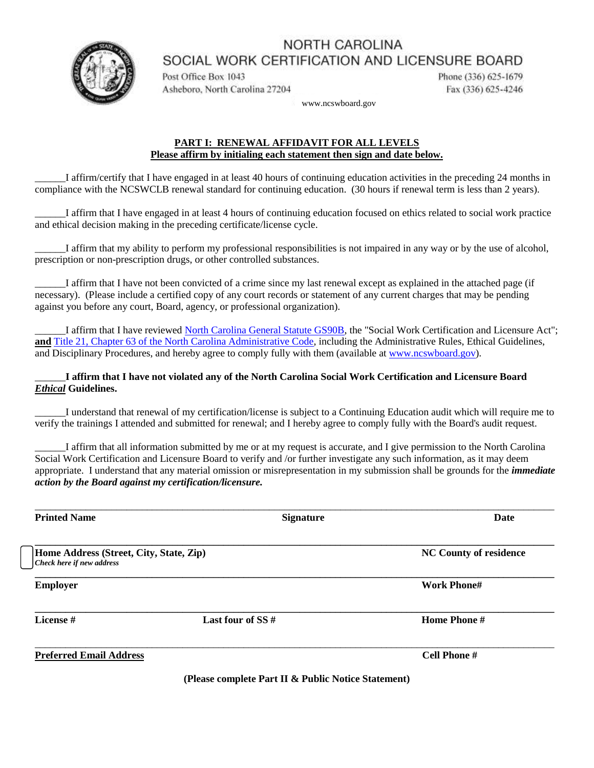NORTH CAROLINA
SOCIAL WORK CERTIFICATION AND LICENSURE BOARD

Post Office Box 1043
Asheboro, North Carolina 27204

Phone (336) 625-1679
Fax (336) 625-4246

www.ncswboard.gov

## PART I: RENEWAL AFFIDAVIT FOR ALL LEVELS

**Please affirm by initialing each statement then sign and date below.**

______I affirm/certify that I have engaged in at least 40 hours of continuing education activities in the preceding 24 months in compliance with the NCSWCLB renewal standard for continuing education. (30 hours if renewal term is less than 2 years).

______I affirm that I have engaged in at least 4 hours of continuing education focused on ethics related to social work practice and ethical decision making in the preceding certificate/license cycle.

______I affirm that my ability to perform my professional responsibilities is not impaired in any way or by the use of alcohol, prescription or non-prescription drugs, or other controlled substances.

______I affirm that I have not been convicted of a crime since my last renewal except as explained in the attached page (if necessary). (Please include a certified copy of any court records or statement of any current charges that may be pending against you before any court, Board, agency, or professional organization).

______I affirm that I have reviewed North Carolina General Statute GS90B, the "Social Work Certification and Licensure Act"; **and** Title 21, Chapter 63 of the North Carolina Administrative Code, including the Administrative Rules, Ethical Guidelines, and Disciplinary Procedures, and hereby agree to comply fully with them (available at www.ncswboard.gov).

______**I affirm that I have not violated any of the North Carolina Social Work Certification and Licensure Board *Ethical* Guidelines.**

______I understand that renewal of my certification/license is subject to a Continuing Education audit which will require me to verify the trainings I attended and submitted for renewal; and I hereby agree to comply fully with the Board's audit request.

______I affirm that all information submitted by me or at my request is accurate, and I give permission to the North Carolina Social Work Certification and Licensure Board to verify and /or further investigate any such information, as it may deem appropriate. I understand that any material omission or misrepresentation in my submission shall be grounds for the ***immediate action by the Board against my certification/licensure.***

______________________________________________________________________________

**Printed Name** | **Signature** | **Date**

______________________________________________________________________________

☐ **Home Address (Street, City, State, Zip)** | **NC County of residence**
*Check here if new address*

______________________________________________________________________________

**Employer** | **Work Phone#**

______________________________________________________________________________

**License #** | **Last four of SS #** | **Home Phone #**

______________________________________________________________________________

**Preferred Email Address** | **Cell Phone #**

**(Please complete Part II & Public Notice Statement)**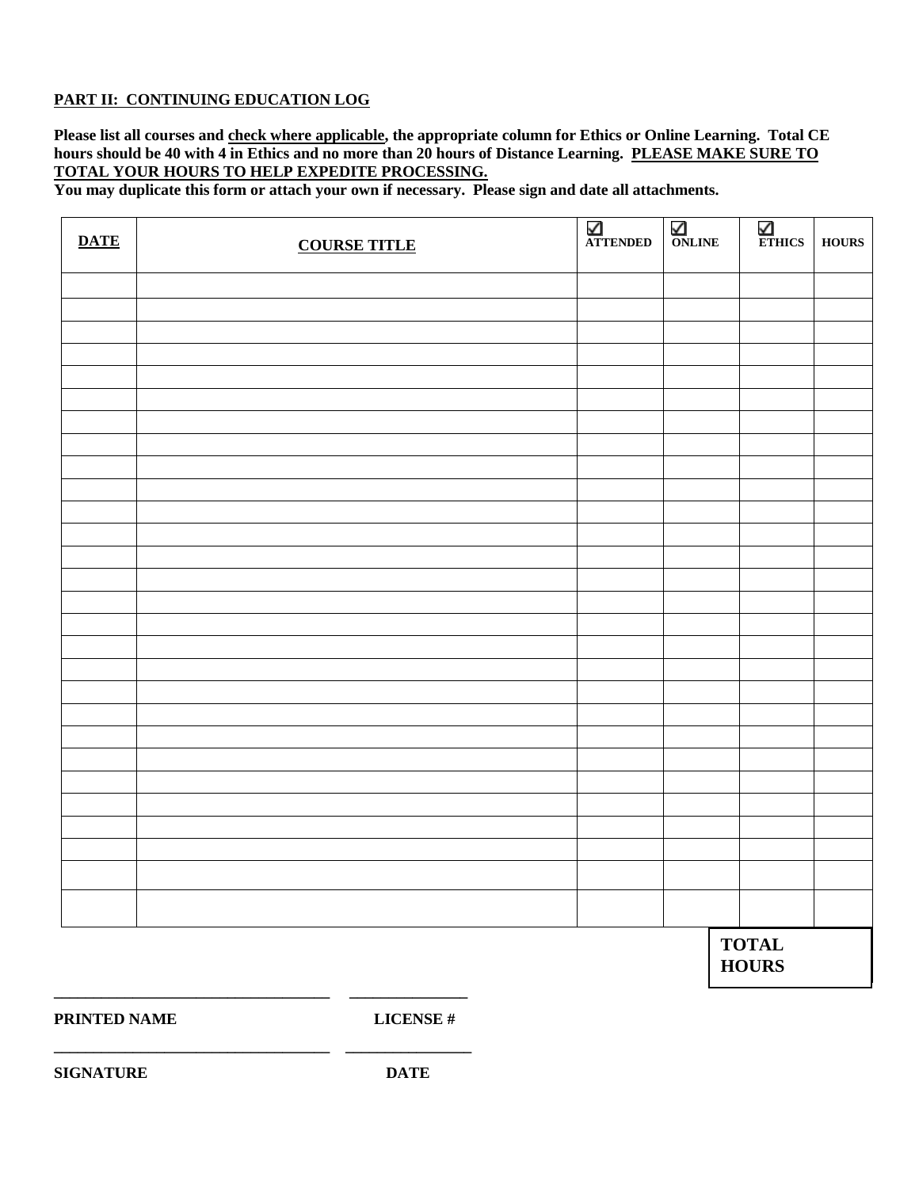**PART II: CONTINUING EDUCATION LOG**

**Please list all courses and check where applicable, the appropriate column for Ethics or Online Learning. Total CE hours should be 40 with 4 in Ethics and no more than 20 hours of Distance Learning. PLEASE MAKE SURE TO TOTAL YOUR HOURS TO HELP EXPEDITE PROCESSING.**

**You may duplicate this form or attach your own if necessary. Please sign and date all attachments.**

| DATE | COURSE TITLE | ☑ ATTENDED | ☑ ONLINE | ☑ ETHICS | HOURS |
|---|---|---|---|---|---|
| | | | | | |
| | | | | | |
| | | | | | |
| | | | | | |
| | | | | | |
| | | | | | |
| | | | | | |
| | | | | | |
| | | | | | |
| | | | | | |
| | | | | | |
| | | | | | |
| | | | | | |
| | | | | | |
| | | | | | |
| | | | | | |
| | | | | | |
| | | | | | |
| | | | | | |
| | | | | | |
| | | | | | |
| | | | | | |
| | | | | | |
| | | | | | |
| | | | | | |
| | | | | | |
| | | | | | |
| | | | | | |
| | | | | **TOTAL HOURS** | |

\_\_\_\_\_\_\_\_\_\_\_\_\_\_\_\_\_\_\_\_\_\_\_\_\_\_\_\_\_\_\_\_\_\_\_ \_\_\_\_\_\_\_\_\_\_\_\_\_\_\_

**PRINTED NAME** **LICENSE #**

\_\_\_\_\_\_\_\_\_\_\_\_\_\_\_\_\_\_\_\_\_\_\_\_\_\_\_\_\_\_\_\_\_\_\_ \_\_\_\_\_\_\_\_\_\_\_\_\_\_\_

**SIGNATURE** **DATE**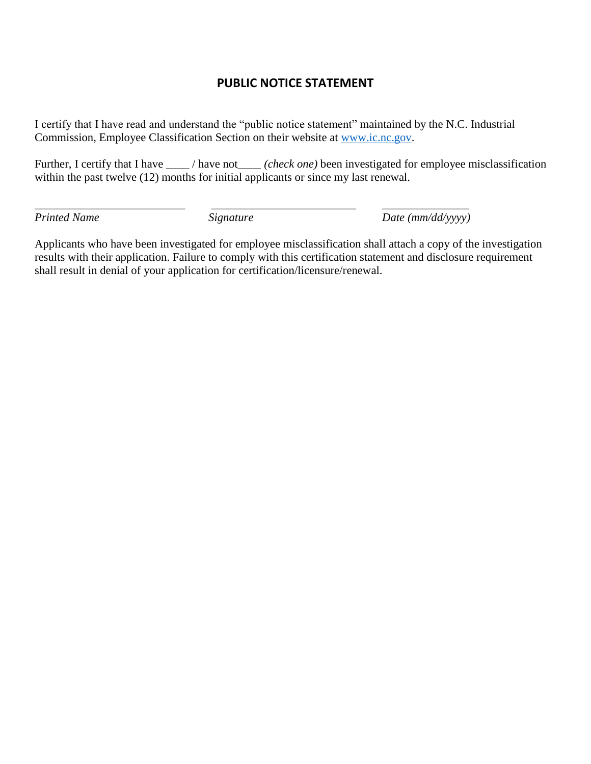## PUBLIC NOTICE STATEMENT

I certify that I have read and understand the "public notice statement" maintained by the N.C. Industrial Commission, Employee Classification Section on their website at [www.ic.nc.gov](http://www.ic.nc.gov).

Further, I certify that I have ____ / have not____ *(check one)* been investigated for employee misclassification within the past twelve (12) months for initial applicants or since my last renewal.

| | | |
|---|---|---|
| ___________________________ | ___________________________ | _______________ |
| *Printed Name* | *Signature* | *Date (mm/dd/yyyy)* |

Applicants who have been investigated for employee misclassification shall attach a copy of the investigation results with their application. Failure to comply with this certification statement and disclosure requirement shall result in denial of your application for certification/licensure/renewal.